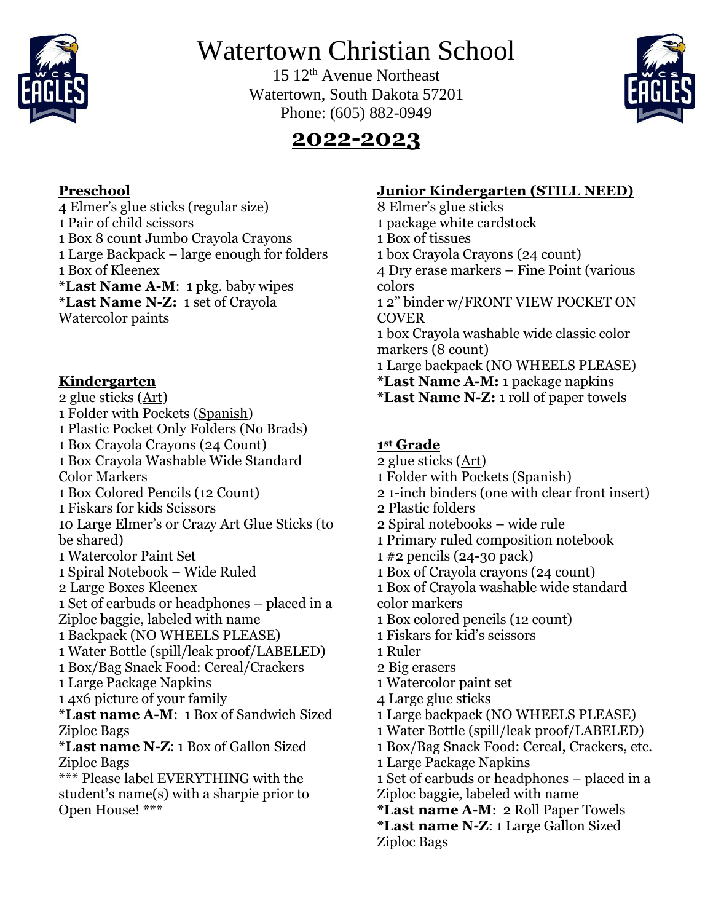# Watertown Christian School

15 12th Avenue Northeast
Watertown, South Dakota 57201
Phone: (605) 882-0949

## 2022-2023

### Preschool

4 Elmer's glue sticks (regular size)
1 Pair of child scissors
1 Box 8 count Jumbo Crayola Crayons
1 Large Backpack – large enough for folders
1 Box of Kleenex
***Last Name A-M**: 1 pkg. baby wipes
***Last Name N-Z:** 1 set of Crayola Watercolor paints

### Kindergarten

2 glue sticks (Art)
1 Folder with Pockets (Spanish)
1 Plastic Pocket Only Folders (No Brads)
1 Box Crayola Crayons (24 Count)
1 Box Crayola Washable Wide Standard Color Markers
1 Box Colored Pencils (12 Count)
1 Fiskars for kids Scissors
10 Large Elmer's or Crazy Art Glue Sticks (to be shared)
1 Watercolor Paint Set
1 Spiral Notebook – Wide Ruled
2 Large Boxes Kleenex
1 Set of earbuds or headphones – placed in a Ziploc baggie, labeled with name
1 Backpack (NO WHEELS PLEASE)
1 Water Bottle (spill/leak proof/LABELED)
1 Box/Bag Snack Food: Cereal/Crackers
1 Large Package Napkins
1 4x6 picture of your family
***Last name A-M**: 1 Box of Sandwich Sized Ziploc Bags
***Last name N-Z**: 1 Box of Gallon Sized Ziploc Bags
*** Please label EVERYTHING with the student's name(s) with a sharpie prior to Open House! ***

### Junior Kindergarten (STILL NEED)

8 Elmer's glue sticks
1 package white cardstock
1 Box of tissues
1 box Crayola Crayons (24 count)
4 Dry erase markers – Fine Point (various colors
1 2" binder w/FRONT VIEW POCKET ON COVER
1 box Crayola washable wide classic color markers (8 count)
1 Large backpack (NO WHEELS PLEASE)
***Last Name A-M:** 1 package napkins
***Last Name N-Z:** 1 roll of paper towels

### 1st Grade

2 glue sticks (Art)
1 Folder with Pockets (Spanish)
2 1-inch binders (one with clear front insert)
2 Plastic folders
2 Spiral notebooks – wide rule
1 Primary ruled composition notebook
1 #2 pencils (24-30 pack)
1 Box of Crayola crayons (24 count)
1 Box of Crayola washable wide standard color markers
1 Box colored pencils (12 count)
1 Fiskars for kid's scissors
1 Ruler
2 Big erasers
1 Watercolor paint set
4 Large glue sticks
1 Large backpack (NO WHEELS PLEASE)
1 Water Bottle (spill/leak proof/LABELED)
1 Box/Bag Snack Food: Cereal, Crackers, etc.
1 Large Package Napkins
1 Set of earbuds or headphones – placed in a Ziploc baggie, labeled with name
***Last name A-M**: 2 Roll Paper Towels
***Last name N-Z**: 1 Large Gallon Sized Ziploc Bags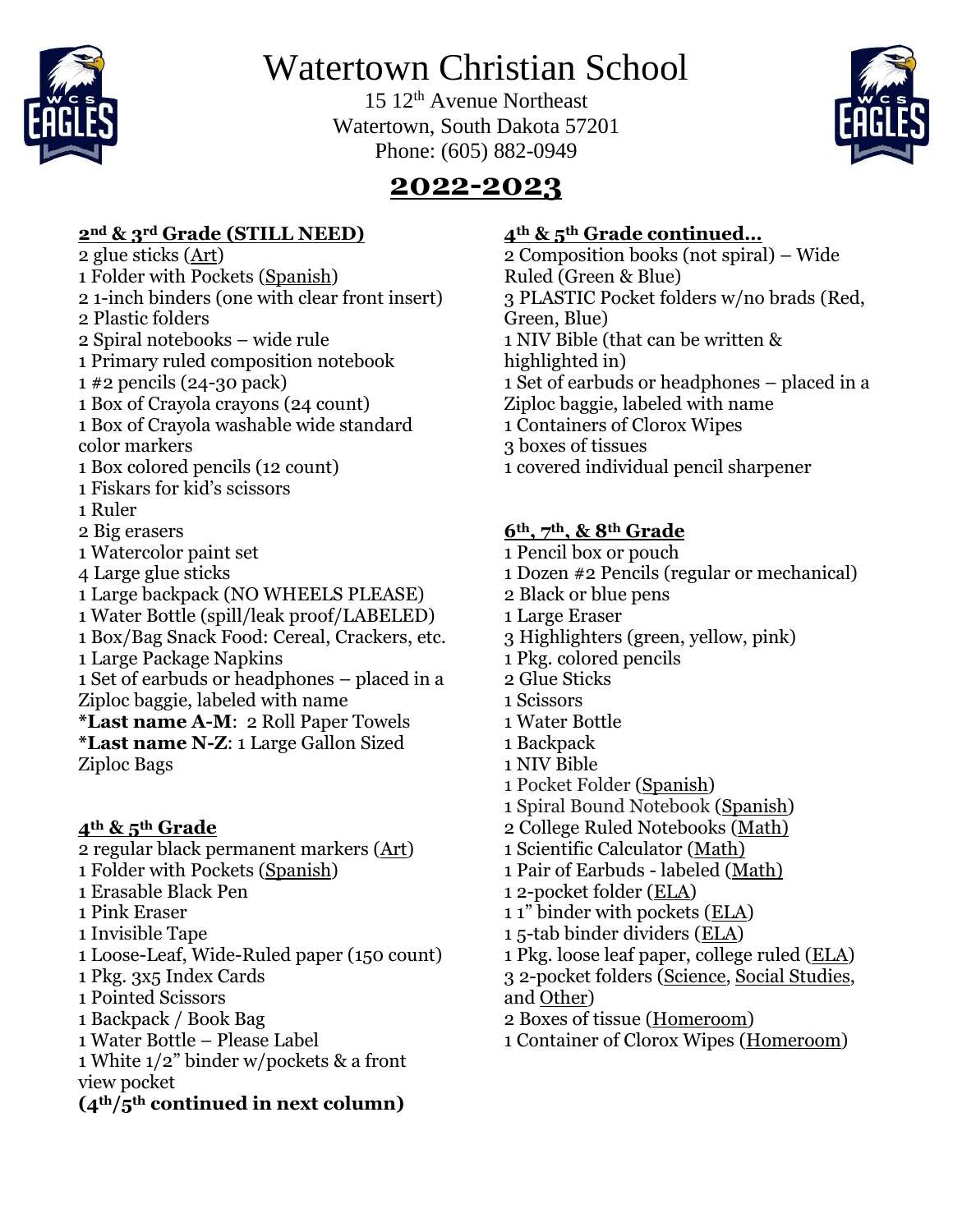# Watertown Christian School

15 12th Avenue Northeast
Watertown, South Dakota 57201
Phone: (605) 882-0949

## 2022-2023

### 2nd & 3rd Grade (STILL NEED)

2 glue sticks (Art)
1 Folder with Pockets (Spanish)
2 1-inch binders (one with clear front insert)
2 Plastic folders
2 Spiral notebooks – wide rule
1 Primary ruled composition notebook
1 #2 pencils (24-30 pack)
1 Box of Crayola crayons (24 count)
1 Box of Crayola washable wide standard color markers
1 Box colored pencils (12 count)
1 Fiskars for kid's scissors
1 Ruler
2 Big erasers
1 Watercolor paint set
4 Large glue sticks
1 Large backpack (NO WHEELS PLEASE)
1 Water Bottle (spill/leak proof/LABELED)
1 Box/Bag Snack Food: Cereal, Crackers, etc.
1 Large Package Napkins
1 Set of earbuds or headphones – placed in a Ziploc baggie, labeled with name
**\*Last name A-M**: 2 Roll Paper Towels
**\*Last name N-Z**: 1 Large Gallon Sized Ziploc Bags

### 4th & 5th Grade

2 regular black permanent markers (Art)
1 Folder with Pockets (Spanish)
1 Erasable Black Pen
1 Pink Eraser
1 Invisible Tape
1 Loose-Leaf, Wide-Ruled paper (150 count)
1 Pkg. 3x5 Index Cards
1 Pointed Scissors
1 Backpack / Book Bag
1 Water Bottle – Please Label
1 White 1/2" binder w/pockets & a front view pocket
**(4th/5th continued in next column)**

### 4th & 5th Grade continued…

2 Composition books (not spiral) – Wide Ruled (Green & Blue)
3 PLASTIC Pocket folders w/no brads (Red, Green, Blue)
1 NIV Bible (that can be written & highlighted in)
1 Set of earbuds or headphones – placed in a Ziploc baggie, labeled with name
1 Containers of Clorox Wipes
3 boxes of tissues
1 covered individual pencil sharpener

### 6th, 7th, & 8th Grade

1 Pencil box or pouch
1 Dozen #2 Pencils (regular or mechanical)
2 Black or blue pens
1 Large Eraser
3 Highlighters (green, yellow, pink)
1 Pkg. colored pencils
2 Glue Sticks
1 Scissors
1 Water Bottle
1 Backpack
1 NIV Bible
1 Pocket Folder (Spanish)
1 Spiral Bound Notebook (Spanish)
2 College Ruled Notebooks (Math)
1 Scientific Calculator (Math)
1 Pair of Earbuds - labeled (Math)
1 2-pocket folder (ELA)
1 1" binder with pockets (ELA)
1 5-tab binder dividers (ELA)
1 Pkg. loose leaf paper, college ruled (ELA)
3 2-pocket folders (Science, Social Studies, and Other)
2 Boxes of tissue (Homeroom)
1 Container of Clorox Wipes (Homeroom)